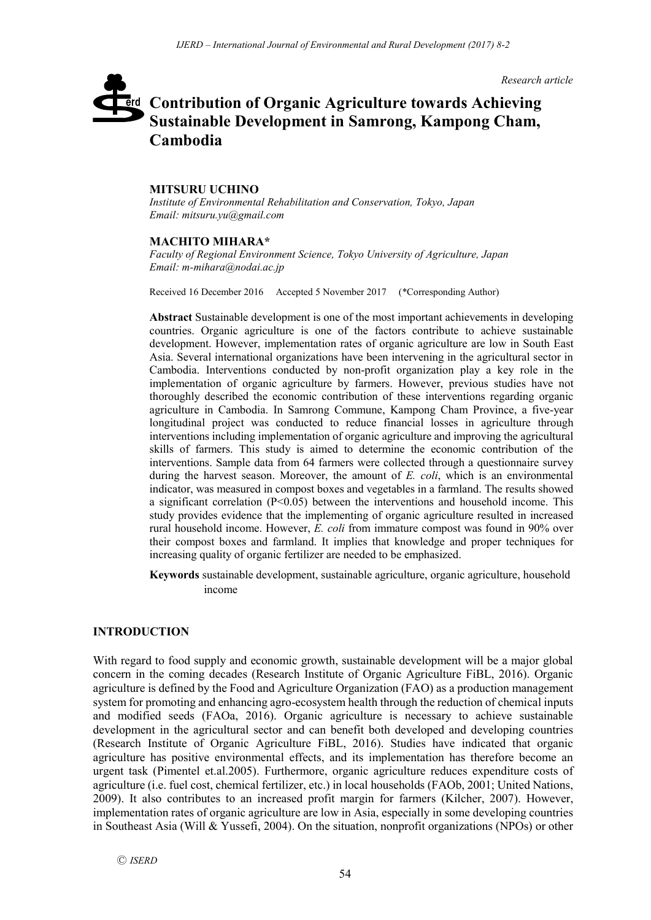*Research article*

# Contribution of Organic Agriculture towards Achieving Sustainable Development in Samrong, Kampong Cham, Cambodia

**MITSURU UCHINO**
*Institute of Environmental Rehabilitation and Conservation, Tokyo, Japan*
*Email: mitsuru.yu@gmail.com*

**MACHITO MIHARA***
*Faculty of Regional Environment Science, Tokyo University of Agriculture, Japan*
*Email: m-mihara@nodai.ac.jp*

Received 16 December 2016 Accepted 5 November 2017 (*Corresponding Author)

**Abstract** Sustainable development is one of the most important achievements in developing countries. Organic agriculture is one of the factors contribute to achieve sustainable development. However, implementation rates of organic agriculture are low in South East Asia. Several international organizations have been intervening in the agricultural sector in Cambodia. Interventions conducted by non-profit organization play a key role in the implementation of organic agriculture by farmers. However, previous studies have not thoroughly described the economic contribution of these interventions regarding organic agriculture in Cambodia. In Samrong Commune, Kampong Cham Province, a five-year longitudinal project was conducted to reduce financial losses in agriculture through interventions including implementation of organic agriculture and improving the agricultural skills of farmers. This study is aimed to determine the economic contribution of the interventions. Sample data from 64 farmers were collected through a questionnaire survey during the harvest season. Moreover, the amount of *E. coli*, which is an environmental indicator, was measured in compost boxes and vegetables in a farmland. The results showed a significant correlation ($P<0.05$) between the interventions and household income. This study provides evidence that the implementing of organic agriculture resulted in increased rural household income. However, *E. coli* from immature compost was found in 90% over their compost boxes and farmland. It implies that knowledge and proper techniques for increasing quality of organic fertilizer are needed to be emphasized.

**Keywords** sustainable development, sustainable agriculture, organic agriculture, household income

## INTRODUCTION

With regard to food supply and economic growth, sustainable development will be a major global concern in the coming decades (Research Institute of Organic Agriculture FiBL, 2016). Organic agriculture is defined by the Food and Agriculture Organization (FAO) as a production management system for promoting and enhancing agro-ecosystem health through the reduction of chemical inputs and modified seeds (FAOa, 2016). Organic agriculture is necessary to achieve sustainable development in the agricultural sector and can benefit both developed and developing countries (Research Institute of Organic Agriculture FiBL, 2016). Studies have indicated that organic agriculture has positive environmental effects, and its implementation has therefore become an urgent task (Pimentel et.al.2005). Furthermore, organic agriculture reduces expenditure costs of agriculture (i.e. fuel cost, chemical fertilizer, etc.) in local households (FAOb, 2001; United Nations, 2009). It also contributes to an increased profit margin for farmers (Kilcher, 2007). However, implementation rates of organic agriculture are low in Asia, especially in some developing countries in Southeast Asia (Will & Yussefi, 2004). On the situation, nonprofit organizations (NPOs) or other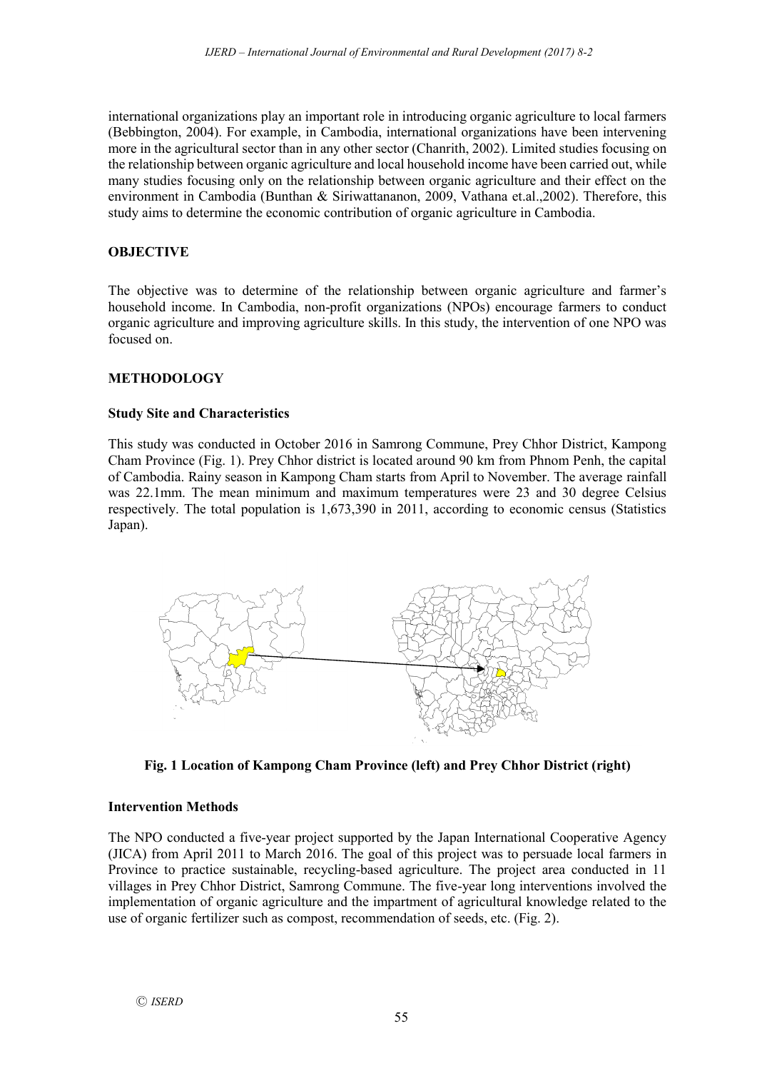international organizations play an important role in introducing organic agriculture to local farmers (Bebbington, 2004). For example, in Cambodia, international organizations have been intervening more in the agricultural sector than in any other sector (Chanrith, 2002). Limited studies focusing on the relationship between organic agriculture and local household income have been carried out, while many studies focusing only on the relationship between organic agriculture and their effect on the environment in Cambodia (Bunthan & Siriwattananon, 2009, Vathana et.al.,2002). Therefore, this study aims to determine the economic contribution of organic agriculture in Cambodia.

## OBJECTIVE

The objective was to determine of the relationship between organic agriculture and farmer's household income. In Cambodia, non-profit organizations (NPOs) encourage farmers to conduct organic agriculture and improving agriculture skills. In this study, the intervention of one NPO was focused on.

## METHODOLOGY

### Study Site and Characteristics

This study was conducted in October 2016 in Samrong Commune, Prey Chhor District, Kampong Cham Province (Fig. 1). Prey Chhor district is located around 90 km from Phnom Penh, the capital of Cambodia. Rainy season in Kampong Cham starts from April to November. The average rainfall was 22.1mm. The mean minimum and maximum temperatures were 23 and 30 degree Celsius respectively. The total population is 1,673,390 in 2011, according to economic census (Statistics Japan).

**Fig. 1 Location of Kampong Cham Province (left) and Prey Chhor District (right)**

### Intervention Methods

The NPO conducted a five-year project supported by the Japan International Cooperative Agency (JICA) from April 2011 to March 2016. The goal of this project was to persuade local farmers in Province to practice sustainable, recycling-based agriculture. The project area conducted in 11 villages in Prey Chhor District, Samrong Commune. The five-year long interventions involved the implementation of organic agriculture and the impartment of agricultural knowledge related to the use of organic fertilizer such as compost, recommendation of seeds, etc. (Fig. 2).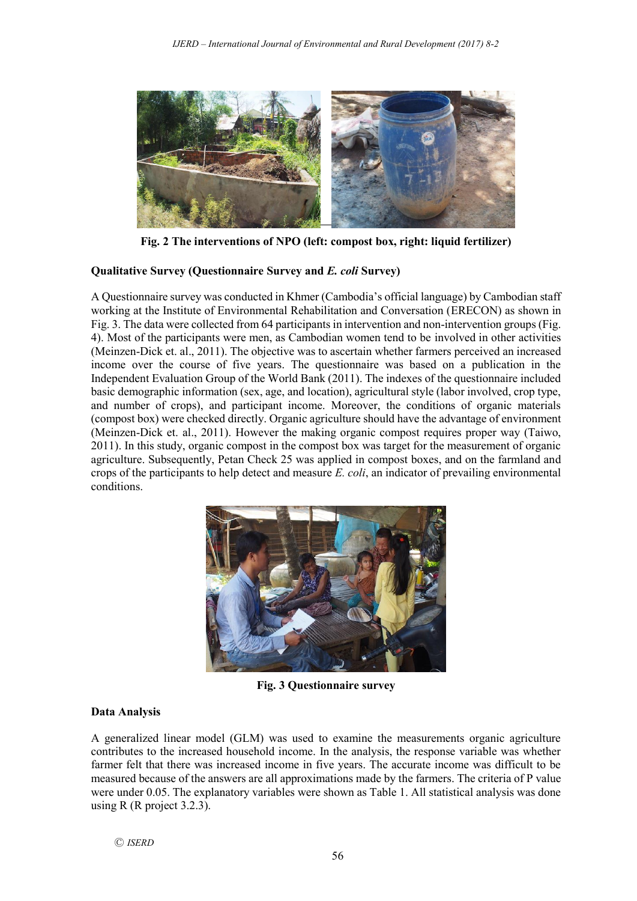Fig. 2 The interventions of NPO (left: compost box, right: liquid fertilizer)

**Qualitative Survey (Questionnaire Survey and *E. coli* Survey)**

A Questionnaire survey was conducted in Khmer (Cambodia's official language) by Cambodian staff working at the Institute of Environmental Rehabilitation and Conversation (ERECON) as shown in Fig. 3. The data were collected from 64 participants in intervention and non-intervention groups (Fig. 4). Most of the participants were men, as Cambodian women tend to be involved in other activities (Meinzen-Dick et. al., 2011). The objective was to ascertain whether farmers perceived an increased income over the course of five years. The questionnaire was based on a publication in the Independent Evaluation Group of the World Bank (2011). The indexes of the questionnaire included basic demographic information (sex, age, and location), agricultural style (labor involved, crop type, and number of crops), and participant income. Moreover, the conditions of organic materials (compost box) were checked directly. Organic agriculture should have the advantage of environment (Meinzen-Dick et. al., 2011). However the making organic compost requires proper way (Taiwo, 2011). In this study, organic compost in the compost box was target for the measurement of organic agriculture. Subsequently, Petan Check 25 was applied in compost boxes, and on the farmland and crops of the participants to help detect and measure *E. coli*, an indicator of prevailing environmental conditions.

Fig. 3 Questionnaire survey

**Data Analysis**

A generalized linear model (GLM) was used to examine the measurements organic agriculture contributes to the increased household income. In the analysis, the response variable was whether farmer felt that there was increased income in five years. The accurate income was difficult to be measured because of the answers are all approximations made by the farmers. The criteria of P value were under 0.05. The explanatory variables were shown as Table 1. All statistical analysis was done using R (R project 3.2.3).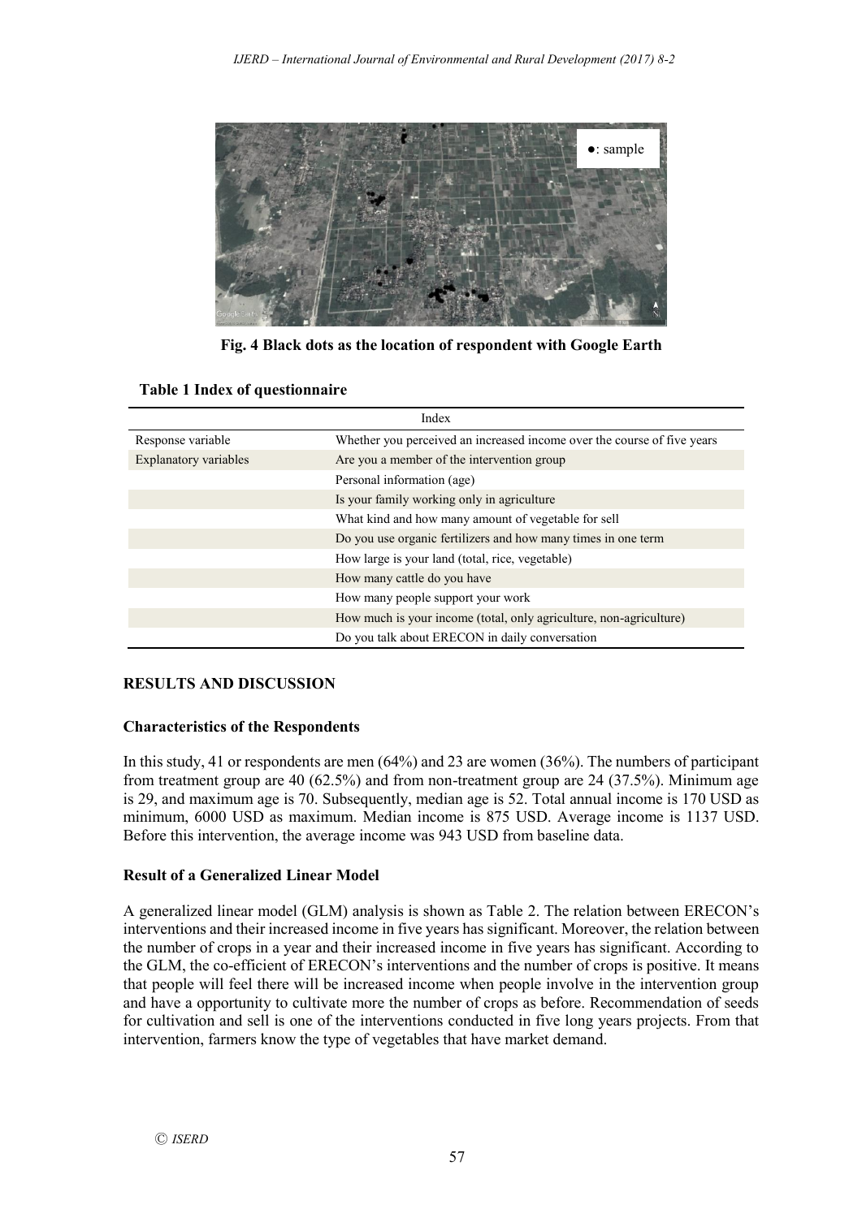Fig. 4 Black dots as the location of respondent with Google Earth

**Table 1 Index of questionnaire**

| Index | |
|---|---|
| Response variable | Whether you perceived an increased income over the course of five years |
| Explanatory variables | Are you a member of the intervention group |
| | Personal information (age) |
| | Is your family working only in agriculture |
| | What kind and how many amount of vegetable for sell |
| | Do you use organic fertilizers and how many times in one term |
| | How large is your land (total, rice, vegetable) |
| | How many cattle do you have |
| | How many people support your work |
| | How much is your income (total, only agriculture, non-agriculture) |
| | Do you talk about ERECON in daily conversation |

## RESULTS AND DISCUSSION

### Characteristics of the Respondents

In this study, 41 or respondents are men (64%) and 23 are women (36%). The numbers of participant from treatment group are 40 (62.5%) and from non-treatment group are 24 (37.5%). Minimum age is 29, and maximum age is 70. Subsequently, median age is 52. Total annual income is 170 USD as minimum, 6000 USD as maximum. Median income is 875 USD. Average income is 1137 USD. Before this intervention, the average income was 943 USD from baseline data.

### Result of a Generalized Linear Model

A generalized linear model (GLM) analysis is shown as Table 2. The relation between ERECON's interventions and their increased income in five years has significant. Moreover, the relation between the number of crops in a year and their increased income in five years has significant. According to the GLM, the co-efficient of ERECON's interventions and the number of crops is positive. It means that people will feel there will be increased income when people involve in the intervention group and have a opportunity to cultivate more the number of crops as before. Recommendation of seeds for cultivation and sell is one of the interventions conducted in five long years projects. From that intervention, farmers know the type of vegetables that have market demand.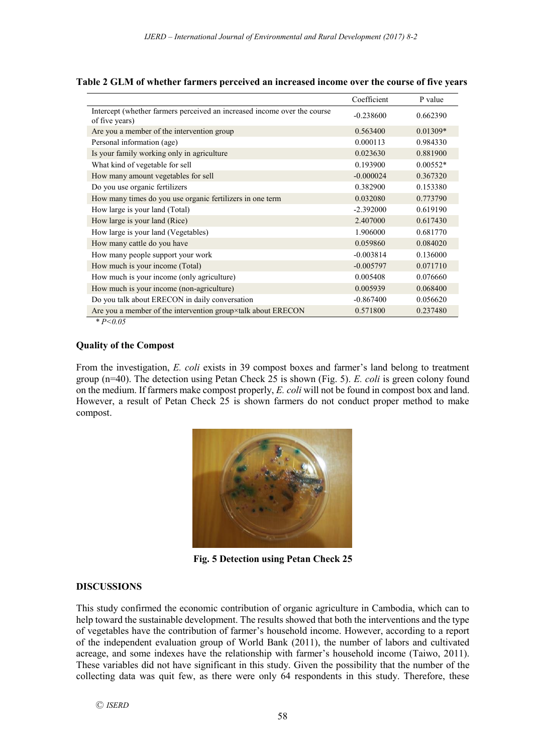**Table 2 GLM of whether farmers perceived an increased income over the course of five years**

| | Coefficient | P value |
|---|---|---|
| Intercept (whether farmers perceived an increased income over the course of five years) | -0.238600 | 0.662390 |
| Are you a member of the intervention group | 0.563400 | 0.01309* |
| Personal information (age) | 0.000113 | 0.984330 |
| Is your family working only in agriculture | 0.023630 | 0.881900 |
| What kind of vegetable for sell | 0.193900 | 0.00552* |
| How many amount vegetables for sell | -0.000024 | 0.367320 |
| Do you use organic fertilizers | 0.382900 | 0.153380 |
| How many times do you use organic fertilizers in one term | 0.032080 | 0.773790 |
| How large is your land (Total) | -2.392000 | 0.619190 |
| How large is your land (Rice) | 2.407000 | 0.617430 |
| How large is your land (Vegetables) | 1.906000 | 0.681770 |
| How many cattle do you have | 0.059860 | 0.084020 |
| How many people support your work | -0.003814 | 0.136000 |
| How much is your income (Total) | -0.005797 | 0.071710 |
| How much is your income (only agriculture) | 0.005408 | 0.076660 |
| How much is your income (non-agriculture) | 0.005939 | 0.068400 |
| Do you talk about ERECON in daily conversation | -0.867400 | 0.056620 |
| Are you a member of the intervention group×talk about ERECON | 0.571800 | 0.237480 |

\* $P<0.05$

### Quality of the Compost

From the investigation, *E. coli* exists in 39 compost boxes and farmer's land belong to treatment group (n=40). The detection using Petan Check 25 is shown (Fig. 5). *E. coli* is green colony found on the medium. If farmers make compost properly, *E. coli* will not be found in compost box and land. However, a result of Petan Check 25 is shown farmers do not conduct proper method to make compost.

**Fig. 5 Detection using Petan Check 25**

## DISCUSSIONS

This study confirmed the economic contribution of organic agriculture in Cambodia, which can to help toward the sustainable development. The results showed that both the interventions and the type of vegetables have the contribution of farmer's household income. However, according to a report of the independent evaluation group of World Bank (2011), the number of labors and cultivated acreage, and some indexes have the relationship with farmer's household income (Taiwo, 2011). These variables did not have significant in this study. Given the possibility that the number of the collecting data was quit few, as there were only 64 respondents in this study. Therefore, these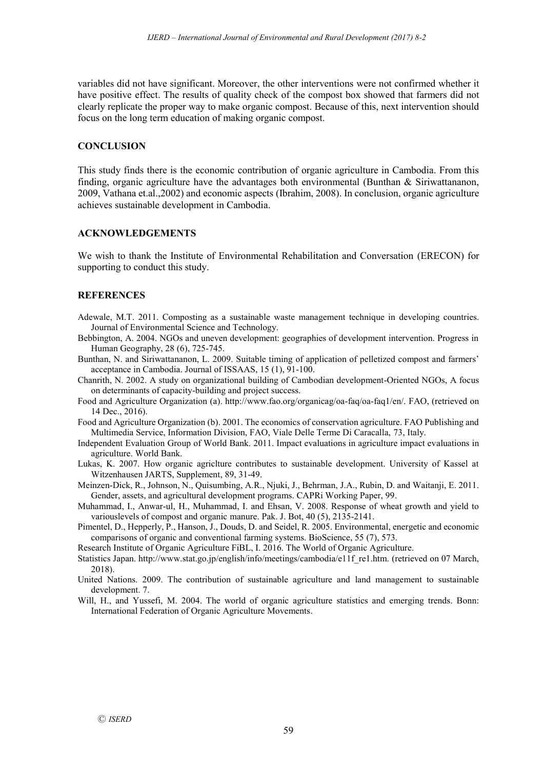variables did not have significant. Moreover, the other interventions were not confirmed whether it have positive effect. The results of quality check of the compost box showed that farmers did not clearly replicate the proper way to make organic compost. Because of this, next intervention should focus on the long term education of making organic compost.

## CONCLUSION

This study finds there is the economic contribution of organic agriculture in Cambodia. From this finding, organic agriculture have the advantages both environmental (Bunthan & Siriwattananon, 2009, Vathana et.al.,2002) and economic aspects (Ibrahim, 2008). In conclusion, organic agriculture achieves sustainable development in Cambodia.

## ACKNOWLEDGEMENTS

We wish to thank the Institute of Environmental Rehabilitation and Conversation (ERECON) for supporting to conduct this study.

## REFERENCES

Adewale, M.T. 2011. Composting as a sustainable waste management technique in developing countries. Journal of Environmental Science and Technology.

Bebbington, A. 2004. NGOs and uneven development: geographies of development intervention. Progress in Human Geography, 28 (6), 725-745.

Bunthan, N. and Siriwattananon, L. 2009. Suitable timing of application of pelletized compost and farmers' acceptance in Cambodia. Journal of ISSAAS, 15 (1), 91-100.

Chanrith, N. 2002. A study on organizational building of Cambodian development-Oriented NGOs, A focus on determinants of capacity-building and project success.

Food and Agriculture Organization (a). http://www.fao.org/organicag/oa-faq/oa-faq1/en/. FAO, (retrieved on 14 Dec., 2016).

Food and Agriculture Organization (b). 2001. The economics of conservation agriculture. FAO Publishing and Multimedia Service, Information Division, FAO, Viale Delle Terme Di Caracalla, 73, Italy.

Independent Evaluation Group of World Bank. 2011. Impact evaluations in agriculture impact evaluations in agriculture. World Bank.

Lukas, K. 2007. How organic agriclture contributes to sustainable development. University of Kassel at Witzenhausen JARTS, Supplement, 89, 31-49.

Meinzen-Dick, R., Johnson, N., Quisumbing, A.R., Njuki, J., Behrman, J.A., Rubin, D. and Waitanji, E. 2011. Gender, assets, and agricultural development programs. CAPRi Working Paper, 99.

Muhammad, I., Anwar-ul, H., Muhammad, I. and Ehsan, V. 2008. Response of wheat growth and yield to variouslevels of compost and organic manure. Pak. J. Bot, 40 (5), 2135-2141.

Pimentel, D., Hepperly, P., Hanson, J., Douds, D. and Seidel, R. 2005. Environmental, energetic and economic comparisons of organic and conventional farming systems. BioScience, 55 (7), 573.

Research Institute of Organic Agriculture FiBL, I. 2016. The World of Organic Agriculture.

Statistics Japan. http://www.stat.go.jp/english/info/meetings/cambodia/e11f_re1.htm. (retrieved on 07 March, 2018).

United Nations. 2009. The contribution of sustainable agriculture and land management to sustainable development. 7.

Will, H., and Yussefi, M. 2004. The world of organic agriculture statistics and emerging trends. Bonn: International Federation of Organic Agriculture Movements.